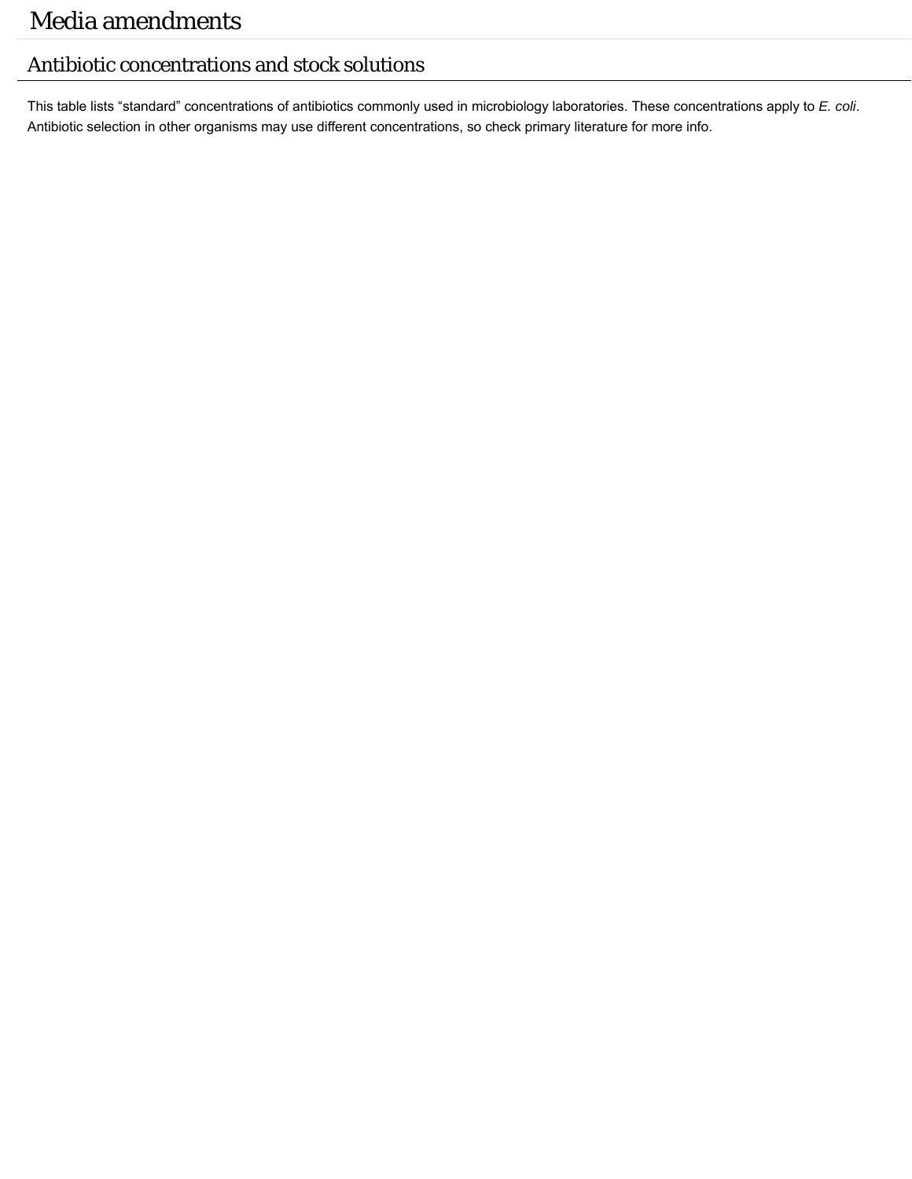# Media amendments

## Antibiotic concentrations and stock solutions

This table lists “standard” concentrations of antibiotics commonly used in microbiology laboratories. These concentrations apply to *E. coli*. Antibiotic selection in other organisms may use different concentrations, so check primary literature for more info.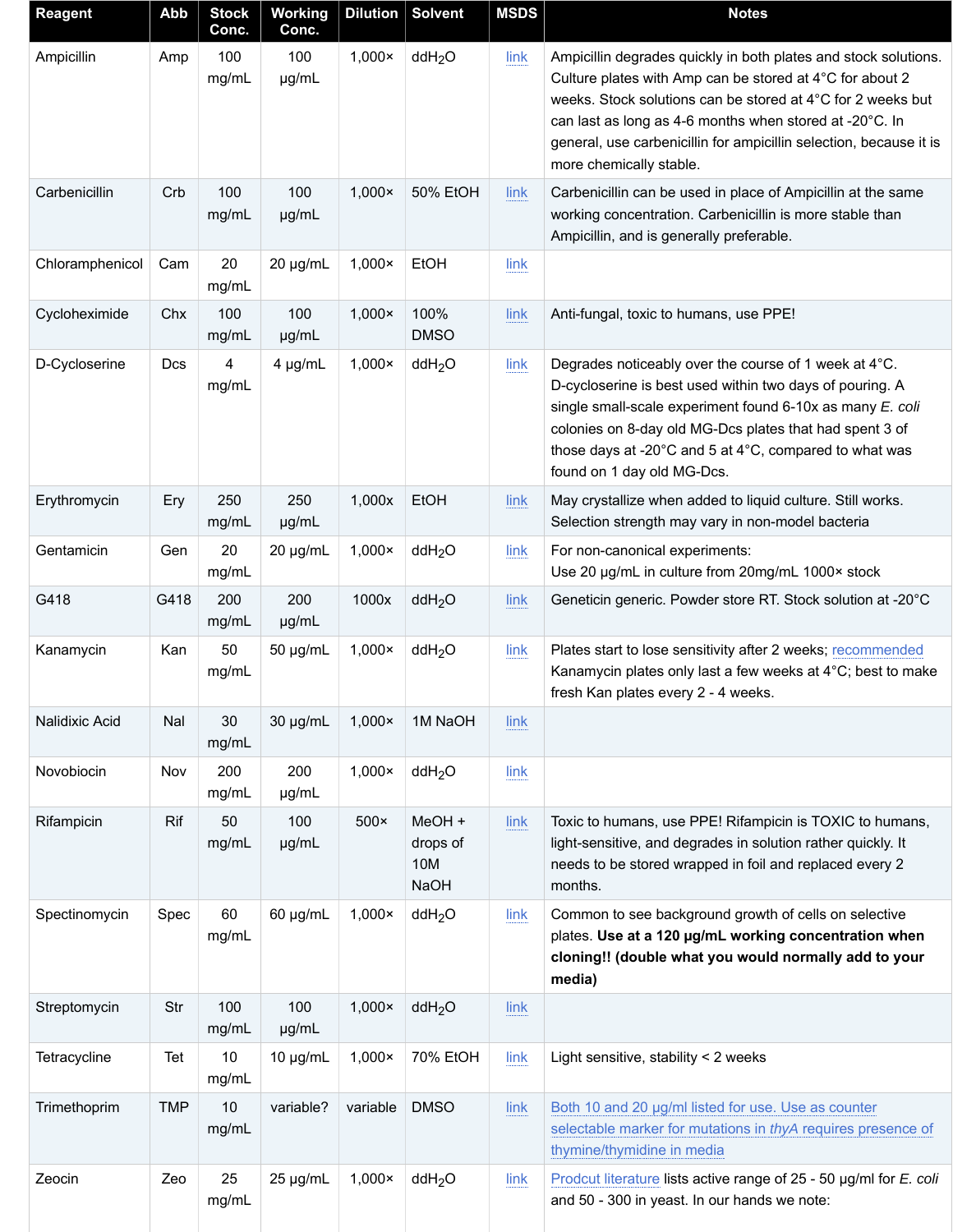| Reagent | Abb | Stock Conc. | Working Conc. | Dilution | Solvent | MSDS | Notes |
|---|---|---|---|---|---|---|---|
| Ampicillin | Amp | 100 mg/mL | 100 µg/mL | 1,000× | dd$H_2O$ | link | Ampicillin degrades quickly in both plates and stock solutions. Culture plates with Amp can be stored at 4°C for about 2 weeks. Stock solutions can be stored at 4°C for 2 weeks but can last as long as 4-6 months when stored at -20°C. In general, use carbenicillin for ampicillin selection, because it is more chemically stable. |
| Carbenicillin | Crb | 100 mg/mL | 100 µg/mL | 1,000× | 50% EtOH | link | Carbenicillin can be used in place of Ampicillin at the same working concentration. Carbenicillin is more stable than Ampicillin, and is generally preferable. |
| Chloramphenicol | Cam | 20 mg/mL | 20 µg/mL | 1,000× | EtOH | link | |
| Cycloheximide | Chx | 100 mg/mL | 100 µg/mL | 1,000× | 100% DMSO | link | Anti-fungal, toxic to humans, use PPE! |
| D-Cycloserine | Dcs | 4 mg/mL | 4 µg/mL | 1,000× | dd$H_2O$ | link | Degrades noticeably over the course of 1 week at 4°C. D-cycloserine is best used within two days of pouring. A single small-scale experiment found 6-10x as many *E. coli* colonies on 8-day old MG-Dcs plates that had spent 3 of those days at -20°C and 5 at 4°C, compared to what was found on 1 day old MG-Dcs. |
| Erythromycin | Ery | 250 mg/mL | 250 µg/mL | 1,000x | EtOH | link | May crystallize when added to liquid culture. Still works. Selection strength may vary in non-model bacteria |
| Gentamicin | Gen | 20 mg/mL | 20 µg/mL | 1,000× | dd$H_2O$ | link | For non-canonical experiments:<br>Use 20 µg/mL in culture from 20mg/mL 1000× stock |
| G418 | G418 | 200 mg/mL | 200 µg/mL | 1000x | dd$H_2O$ | link | Geneticin generic. Powder store RT. Stock solution at -20°C |
| Kanamycin | Kan | 50 mg/mL | 50 µg/mL | 1,000× | dd$H_2O$ | link | Plates start to lose sensitivity after 2 weeks; recommended Kanamycin plates only last a few weeks at 4°C; best to make fresh Kan plates every 2 - 4 weeks. |
| Nalidixic Acid | Nal | 30 mg/mL | 30 µg/mL | 1,000× | 1M NaOH | link | |
| Novobiocin | Nov | 200 mg/mL | 200 µg/mL | 1,000× | dd$H_2O$ | link | |
| Rifampicin | Rif | 50 mg/mL | 100 µg/mL | 500× | MeOH + drops of 10M NaOH | link | Toxic to humans, use PPE! Rifampicin is TOXIC to humans, light-sensitive, and degrades in solution rather quickly. It needs to be stored wrapped in foil and replaced every 2 months. |
| Spectinomycin | Spec | 60 mg/mL | 60 µg/mL | 1,000× | dd$H_2O$ | link | Common to see background growth of cells on selective plates. **Use at a 120 µg/mL working concentration when cloning!! (double what you would normally add to your media)** |
| Streptomycin | Str | 100 mg/mL | 100 µg/mL | 1,000× | dd$H_2O$ | link | |
| Tetracycline | Tet | 10 mg/mL | 10 µg/mL | 1,000× | 70% EtOH | link | Light sensitive, stability < 2 weeks |
| Trimethoprim | TMP | 10 mg/mL | variable? | variable | DMSO | link | Both 10 and 20 µg/ml listed for use. Use as counter selectable marker for mutations in *thyA* requires presence of thymine/thymidine in media |
| Zeocin | Zeo | 25 mg/mL | 25 µg/mL | 1,000× | dd$H_2O$ | link | Prodcut literature lists active range of 25 - 50 µg/ml for *E. coli* and 50 - 300 in yeast. In our hands we note: |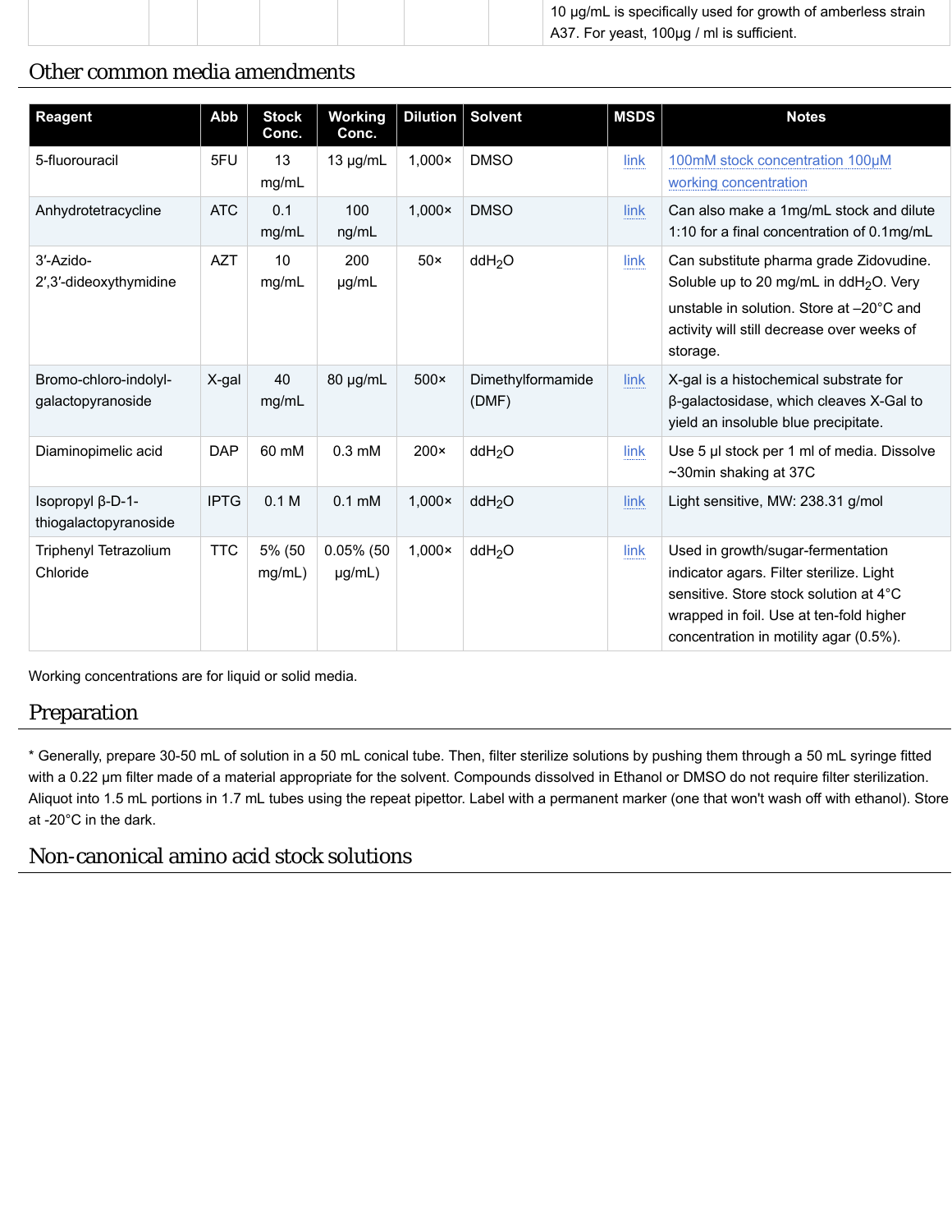| | | | | | | | 10 μg/mL is specifically used for growth of amberless strain A37. For yeast, 100μg / ml is sufficient. |
|---|---|---|---|---|---|---|---|

## Other common media amendments

| Reagent | Abb | Stock Conc. | Working Conc. | Dilution | Solvent | MSDS | Notes |
|---|---|---|---|---|---|---|---|
| 5-fluorouracil | 5FU | 13 mg/mL | 13 μg/mL | 1,000× | DMSO | link | 100mM stock concentration 100μM working concentration |
| Anhydrotetracycline | ATC | 0.1 mg/mL | 100 ng/mL | 1,000× | DMSO | link | Can also make a 1mg/mL stock and dilute 1:10 for a final concentration of 0.1mg/mL |
| 3′-Azido-2′,3′-dideoxythymidine | AZT | 10 mg/mL | 200 μg/mL | 50× | $ddH_2O$ | link | Can substitute pharma grade Zidovudine. Soluble up to 20 mg/mL in $ddH_2O$. Very unstable in solution. Store at –20°C and activity will still decrease over weeks of storage. |
| Bromo-chloro-indolyl-galactopyranoside | X-gal | 40 mg/mL | 80 μg/mL | 500× | Dimethylformamide (DMF) | link | X-gal is a histochemical substrate for β-galactosidase, which cleaves X-Gal to yield an insoluble blue precipitate. |
| Diaminopimelic acid | DAP | 60 mM | 0.3 mM | 200× | $ddH_2O$ | link | Use 5 μl stock per 1 ml of media. Dissolve ~30min shaking at 37C |
| Isopropyl β-D-1-thiogalactopyranoside | IPTG | 0.1 M | 0.1 mM | 1,000× | $ddH_2O$ | link | Light sensitive, MW: 238.31 g/mol |
| Triphenyl Tetrazolium Chloride | TTC | 5% (50 mg/mL) | 0.05% (50 μg/mL) | 1,000× | $ddH_2O$ | link | Used in growth/sugar-fermentation indicator agars. Filter sterilize. Light sensitive. Store stock solution at 4°C wrapped in foil. Use at ten-fold higher concentration in motility agar (0.5%). |

Working concentrations are for liquid or solid media.

## Preparation

* Generally, prepare 30-50 mL of solution in a 50 mL conical tube. Then, filter sterilize solutions by pushing them through a 50 mL syringe fitted with a 0.22 μm filter made of a material appropriate for the solvent. Compounds dissolved in Ethanol or DMSO do not require filter sterilization. Aliquot into 1.5 mL portions in 1.7 mL tubes using the repeat pipettor. Label with a permanent marker (one that won't wash off with ethanol). Store at -20°C in the dark.

## Non-canonical amino acid stock solutions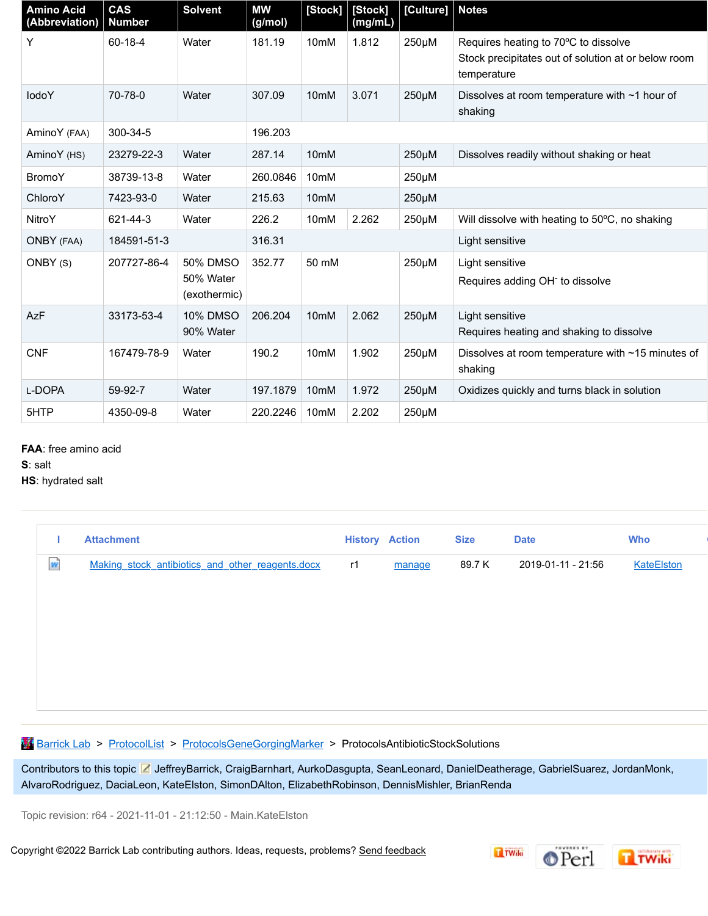| Amino Acid (Abbreviation) | CAS Number | Solvent | MW (g/mol) | [Stock] | [Stock] (mg/mL) | [Culture] | Notes |
|---|---|---|---|---|---|---|---|
| Y | 60-18-4 | Water | 181.19 | 10mM | 1.812 | 250µM | Requires heating to 70ºC to dissolve<br>Stock precipitates out of solution at or below room temperature |
| IodoY | 70-78-0 | Water | 307.09 | 10mM | 3.071 | 250µM | Dissolves at room temperature with ~1 hour of shaking |
| AminoY (FAA) | 300-34-5 | | 196.203 | | | | |
| AminoY (HS) | 23279-22-3 | Water | 287.14 | 10mM | | 250µM | Dissolves readily without shaking or heat |
| BromoY | 38739-13-8 | Water | 260.0846 | 10mM | | 250µM | |
| ChloroY | 7423-93-0 | Water | 215.63 | 10mM | | 250µM | |
| NitroY | 621-44-3 | Water | 226.2 | 10mM | 2.262 | 250µM | Will dissolve with heating to 50ºC, no shaking |
| ONBY (FAA) | 184591-51-3 | | 316.31 | | | | Light sensitive |
| ONBY (S) | 207727-86-4 | 50% DMSO<br>50% Water<br>(exothermic) | 352.77 | 50 mM | | 250µM | Light sensitive<br>Requires adding $OH^-$ to dissolve |
| AzF | 33173-53-4 | 10% DMSO<br>90% Water | 206.204 | 10mM | 2.062 | 250µM | Light sensitive<br>Requires heating and shaking to dissolve |
| CNF | 167479-78-9 | Water | 190.2 | 10mM | 1.902 | 250µM | Dissolves at room temperature with ~15 minutes of shaking |
| L-DOPA | 59-92-7 | Water | 197.1879 | 10mM | 1.972 | 250µM | Oxidizes quickly and turns black in solution |
| 5HTP | 4350-09-8 | Water | 220.2246 | 10mM | 2.202 | 250µM | |

**FAA**: free amino acid
**S**: salt
**HS**: hydrated salt

| I | Attachment | History | Action | Size | Date | Who |
|---|---|---|---|---|---|---|
| | Making_stock_antibiotics_and_other_reagents.docx | r1 | manage | 89.7 K | 2019-01-11 - 21:56 | KateElston |

Barrick Lab > ProtocolList > ProtocolsGeneGorgingMarker > ProtocolsAntibioticStockSolutions

Contributors to this topic JeffreyBarrick, CraigBarnhart, AurkoDasgupta, SeanLeonard, DanielDeatherage, GabrielSuarez, JordanMonk, AlvaroRodriguez, DaciaLeon, KateElston, SimonDAlton, ElizabethRobinson, DennisMishler, BrianRenda

Topic revision: r64 - 2021-11-01 - 21:12:50 - Main.KateElston

Copyright ©2022 Barrick Lab contributing authors. Ideas, requests, problems? Send feedback